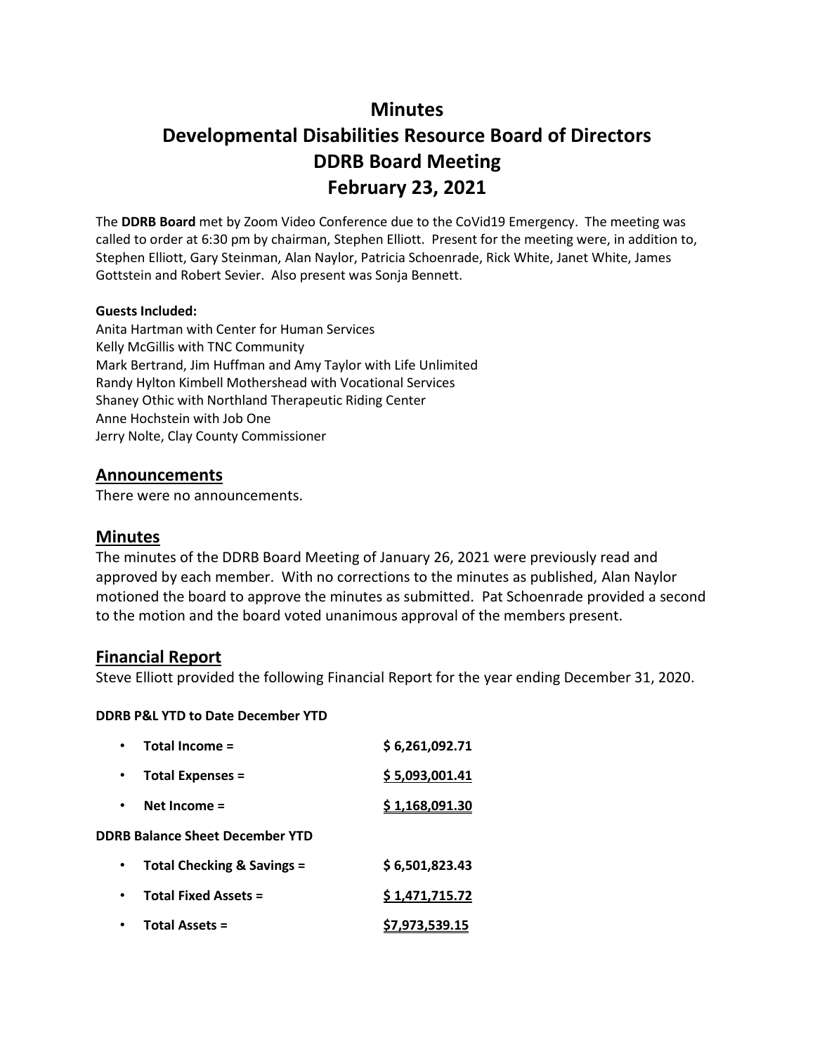# Minutes
# Developmental Disabilities Resource Board of Directors
# DDRB Board Meeting
# February 23, 2021

The **DDRB Board** met by Zoom Video Conference due to the CoVid19 Emergency. The meeting was called to order at 6:30 pm by chairman, Stephen Elliott. Present for the meeting were, in addition to, Stephen Elliott, Gary Steinman, Alan Naylor, Patricia Schoenrade, Rick White, Janet White, James Gottstein and Robert Sevier. Also present was Sonja Bennett.

**Guests Included:**
Anita Hartman with Center for Human Services
Kelly McGillis with TNC Community
Mark Bertrand, Jim Huffman and Amy Taylor with Life Unlimited
Randy Hylton Kimbell Mothershead with Vocational Services
Shaney Othic with Northland Therapeutic Riding Center
Anne Hochstein with Job One
Jerry Nolte, Clay County Commissioner

## Announcements

There were no announcements.

## Minutes

The minutes of the DDRB Board Meeting of January 26, 2021 were previously read and approved by each member. With no corrections to the minutes as published, Alan Naylor motioned the board to approve the minutes as submitted. Pat Schoenrade provided a second to the motion and the board voted unanimous approval of the members present.

## Financial Report

Steve Elliott provided the following Financial Report for the year ending December 31, 2020.

**DDRB P&L YTD to Date December YTD**

- **Total Income =** $ 6,261,092.71
- **Total Expenses =** $ 5,093,001.41
- **Net Income =** $ 1,168,091.30

**DDRB Balance Sheet December YTD**

- **Total Checking & Savings =** $ 6,501,823.43
- **Total Fixed Assets =** $ 1,471,715.72
- **Total Assets =** $7,973,539.15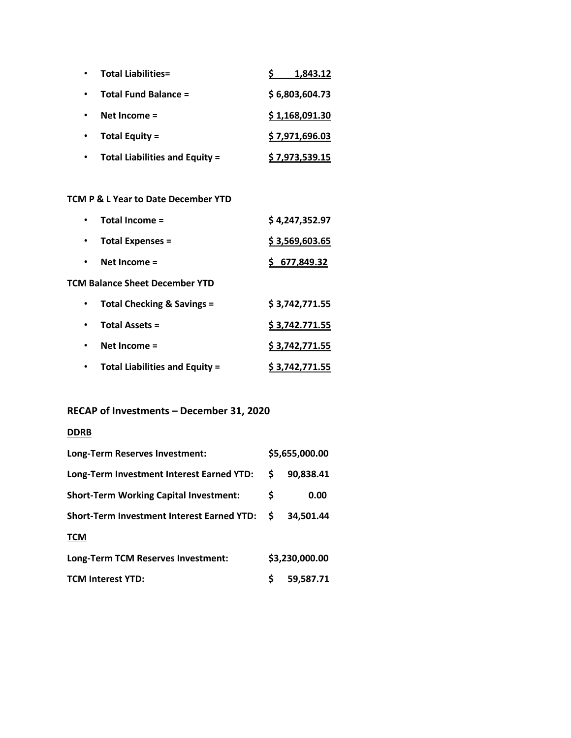- **Total Liabilities=** **$ 1,843.12**
- **Total Fund Balance =** **$ 6,803,604.73**
- **Net Income =** **$ 1,168,091.30**
- **Total Equity =** **$ 7,971,696.03**
- **Total Liabilities and Equity =** **$ 7,973,539.15**

**TCM P & L Year to Date December YTD**

- **Total Income =** **$ 4,247,352.97**
- **Total Expenses =** **$ 3,569,603.65**
- **Net Income =** **$ 677,849.32**

**TCM Balance Sheet December YTD**

- **Total Checking & Savings =** **$ 3,742,771.55**
- **Total Assets =** **$ 3,742.771.55**
- **Net Income =** **$ 3,742,771.55**
- **Total Liabilities and Equity =** **$ 3,742,771.55**

## RECAP of Investments – December 31, 2020

**DDRB**

| | |
|---|---|
| **Long-Term Reserves Investment:** | **$5,655,000.00** |
| **Long-Term Investment Interest Earned YTD:** | **$ 90,838.41** |
| **Short-Term Working Capital Investment:** | **$ 0.00** |
| **Short-Term Investment Interest Earned YTD:** | **$ 34,501.44** |

**TCM**

| | |
|---|---|
| **Long-Term TCM Reserves Investment:** | **$3,230,000.00** |
| **TCM Interest YTD:** | **$ 59,587.71** |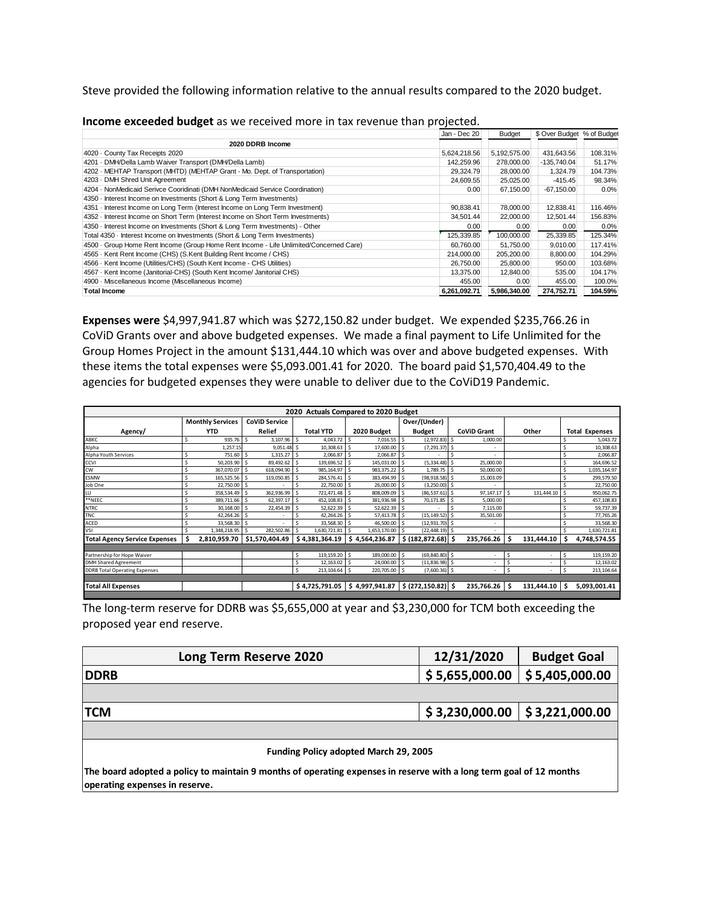Steve provided the following information relative to the annual results compared to the 2020 budget.

**Income exceeded budget** as we received more in tax revenue than projected.

| | Jan - Dec 20 | Budget | $ Over Budget | % of Budget |
|---|---|---|---|---|
| **2020 DDRB Income** | | | | |
| 4020 · County Tax Receipts 2020 | 5,624,218.56 | 5,192,575.00 | 431,643.56 | 108.31% |
| 4201 · DMH/Della Lamb Waiver Transport (DMH/Della Lamb) | 142,259.96 | 278,000.00 | -135,740.04 | 51.17% |
| 4202 · MEHTAP Transport (MHTD) (MEHTAP Grant - Mo. Dept. of Transportation) | 29,324.79 | 28,000.00 | 1,324.79 | 104.73% |
| 4203 · DMH Shred Unit Agreement | 24,609.55 | 25,025.00 | -415.45 | 98.34% |
| 4204 · NonMedicaid Serivce Cooridinati (DMH NonMedicaid Service Coordination) | 0.00 | 67,150.00 | -67,150.00 | 0.0% |
| 4350 · Interest Income on Investments (Short & Long Term Investments) | | | | |
| 4351 · Interest Income on Long Term (Interest Income on Long Term Investment) | 90,838.41 | 78,000.00 | 12,838.41 | 116.46% |
| 4352 · Interest Income on Short Term (Interest Income on Short Term Investments) | 34,501.44 | 22,000.00 | 12,501.44 | 156.83% |
| 4350 · Interest Income on Investments (Short & Long Term Investments) - Other | 0.00 | 0.00 | 0.00 | 0.0% |
| Total 4350 · Interest Income on Investments (Short & Long Term Investments) | 125,339.85 | 100,000.00 | 25,339.85 | 125.34% |
| 4500 · Group Home Rent Income (Group Home Rent Income - Life Unlimited/Concerned Care) | 60,760.00 | 51,750.00 | 9,010.00 | 117.41% |
| 4565 · Kent Rent Income (CHS) (S.Kent Building Rent Income / CHS) | 214,000.00 | 205,200.00 | 8,800.00 | 104.29% |
| 4566 · Kent Income (Utilities/CHS) (South Kent Income - CHS Utilities) | 26,750.00 | 25,800.00 | 950.00 | 103.68% |
| 4567 · Kent Income (Janitorial-CHS) (South Kent Income/ Janitorial CHS) | 13,375.00 | 12,840.00 | 535.00 | 104.17% |
| 4900 · Miscellaneous Income (Miscellaneous Income) | 455.00 | 0.00 | 455.00 | 100.0% |
| **Total Income** | **6,261,092.71** | **5,986,340.00** | **274,752.71** | **104.59%** |

**Expenses were** $4,997,941.87 which was $272,150.82 under budget. We expended $235,766.26 in CoViD Grants over and above budgeted expenses. We made a final payment to Life Unlimited for the Group Homes Project in the amount $131,444.10 which was over and above budgeted expenses. With these items the total expenses were $5,093.001.41 for 2020. The board paid $1,570,404.49 to the agencies for budgeted expenses they were unable to deliver due to the CoViD19 Pandemic.

| 2020 Actuals Compared to 2020 Budget | | | | | | | | |
|---|---|---|---|---|---|---|---|---|
| Agency/ | Monthly Services YTD | CoViD Service Relief | Total YTD | 2020 Budget | Over/(Under) Budget | CoViD Grant | Other | Total Expenses |
| ABKC | $ 935.76 | $ 3,107.96 | $ 4,043.72 | $ 7,016.55 | $ (2,972.83) | $ 1,000.00 | | $ 5,043.72 |
| Alpha | 1,257.15 | 9,051.48 | $ 10,308.63 | $ 17,600.00 | $ (7,291.37) | $ - | | $ 10,308.63 |
| Alpha Youth Services | $ 751.60 | $ 1,315.27 | $ 2,066.87 | $ 2,066.87 | $ - | $ - | | $ 2,066.87 |
| CCVI | $ 50,203.90 | $ 89,492.62 | $ 139,696.52 | $ 145,031.00 | $ (5,334.48) | $ 25,000.00 | | $ 164,696.52 |
| CW | $ 367,070.07 | $ 618,094.90 | $ 985,164.97 | $ 983,375.22 | $ 1,789.75 | $ 50,000.00 | | $ 1,035,164.97 |
| ESMW | $ 165,525.56 | $ 119,050.85 | $ 284,576.41 | $ 383,494.99 | $ (98,918.58) | $ 15,003.09 | | $ 299,579.50 |
| Job One | $ 22,750.00 | $ - | $ 22,750.00 | $ 26,000.00 | $ (3,250.00) | $ - | | $ 22,750.00 |
| LU | $ 358,534.49 | $ 362,936.99 | $ 721,471.48 | $ 808,009.09 | $ (86,537.61) | $ 97,147.17 | $ 131,444.10 | $ 950,062.75 |
| **NEEC | $ 389,711.66 | $ 62,397.17 | $ 452,108.83 | $ 381,936.98 | $ 70,171.85 | $ 5,000.00 | | $ 457,108.83 |
| NTRC | $ 30,168.00 | $ 22,454.39 | $ 52,622.39 | $ 52,622.39 | $ - | $ 7,115.00 | | $ 59,737.39 |
| TNC | $ 42,264.26 | $ - | $ 42,264.26 | $ 57,413.78 | $ (15,149.52) | $ 35,501.00 | | $ 77,765.26 |
| ACED | $ 33,568.30 | $ - | $ 33,568.30 | $ 46,500.00 | $ (12,931.70) | $ - | | $ 33,568.30 |
| VSI | $ 1,348,218.95 | $ 282,502.86 | $ 1,630,721.81 | $ 1,653,170.00 | $ (22,448.19) | $ - | | $ 1,630,721.81 |
| **Total Agency Service Expenses** | **$ 2,810,959.70** | **$1,570,404.49** | **$ 4,381,364.19** | **$ 4,564,236.87** | **$ (182,872.68)** | **$ 235,766.26** | **$ 131,444.10** | **$ 4,748,574.55** |
| | | | | | | | | |
| Partnership for Hope Waiver | | | $ 119,159.20 | $ 189,000.00 | $ (69,840.80) | $ - | $ - | $ 119,159.20 |
| DMH Shared Agreement | | | $ 12,163.02 | $ 24,000.00 | $ (11,836.98) | $ - | $ - | $ 12,163.02 |
| DDRB Total Operating Expenses | | | $ 213,104.64 | $ 220,705.00 | $ (7,600.36) | $ - | $ - | $ 213,104.64 |
| | | | | | | | | |
| **Total All Expenses** | | | **$ 4,725,791.05** | **$ 4,997,941.87** | **$ (272,150.82)** | **$ 235,766.26** | **$ 131,444.10** | **$ 5,093,001.41** |

The long-term reserve for DDRB was $5,655,000 at year and $3,230,000 for TCM both exceeding the proposed year end reserve.

| Long Term Reserve 2020 | 12/31/2020 | Budget Goal |
|---|---|---|
| **DDRB** | **$ 5,655,000.00** | **$ 5,405,000.00** |
| | | |
| **TCM** | **$ 3,230,000.00** | **$ 3,221,000.00** |

**Funding Policy adopted March 29, 2005**

**The board adopted a policy to maintain 9 months of operating expenses in reserve with a long term goal of 12 months operating expenses in reserve.**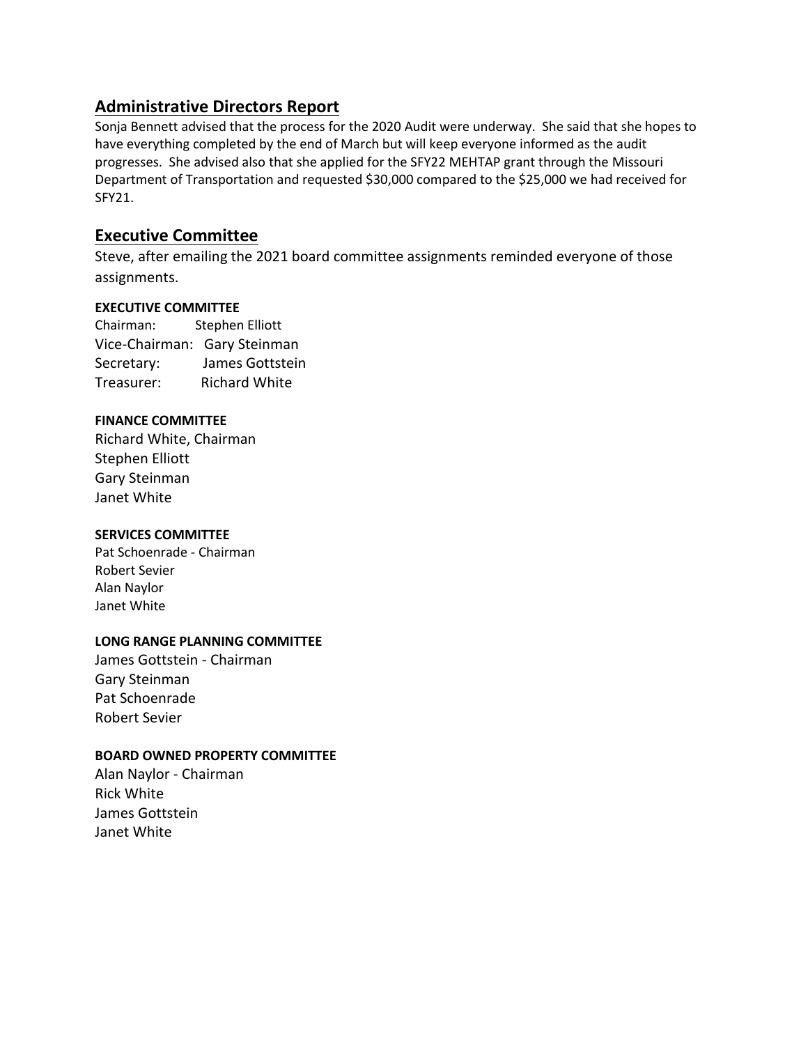## Administrative Directors Report

Sonja Bennett advised that the process for the 2020 Audit were underway. She said that she hopes to have everything completed by the end of March but will keep everyone informed as the audit progresses. She advised also that she applied for the SFY22 MEHTAP grant through the Missouri Department of Transportation and requested $30,000 compared to the $25,000 we had received for SFY21.

## Executive Committee

Steve, after emailing the 2021 board committee assignments reminded everyone of those assignments.

**EXECUTIVE COMMITTEE**

Chairman: Stephen Elliott
Vice-Chairman: Gary Steinman
Secretary: James Gottstein
Treasurer: Richard White

**FINANCE COMMITTEE**

Richard White, Chairman
Stephen Elliott
Gary Steinman
Janet White

**SERVICES COMMITTEE**

Pat Schoenrade - Chairman
Robert Sevier
Alan Naylor
Janet White

**LONG RANGE PLANNING COMMITTEE**

James Gottstein - Chairman
Gary Steinman
Pat Schoenrade
Robert Sevier

**BOARD OWNED PROPERTY COMMITTEE**

Alan Naylor - Chairman
Rick White
James Gottstein
Janet White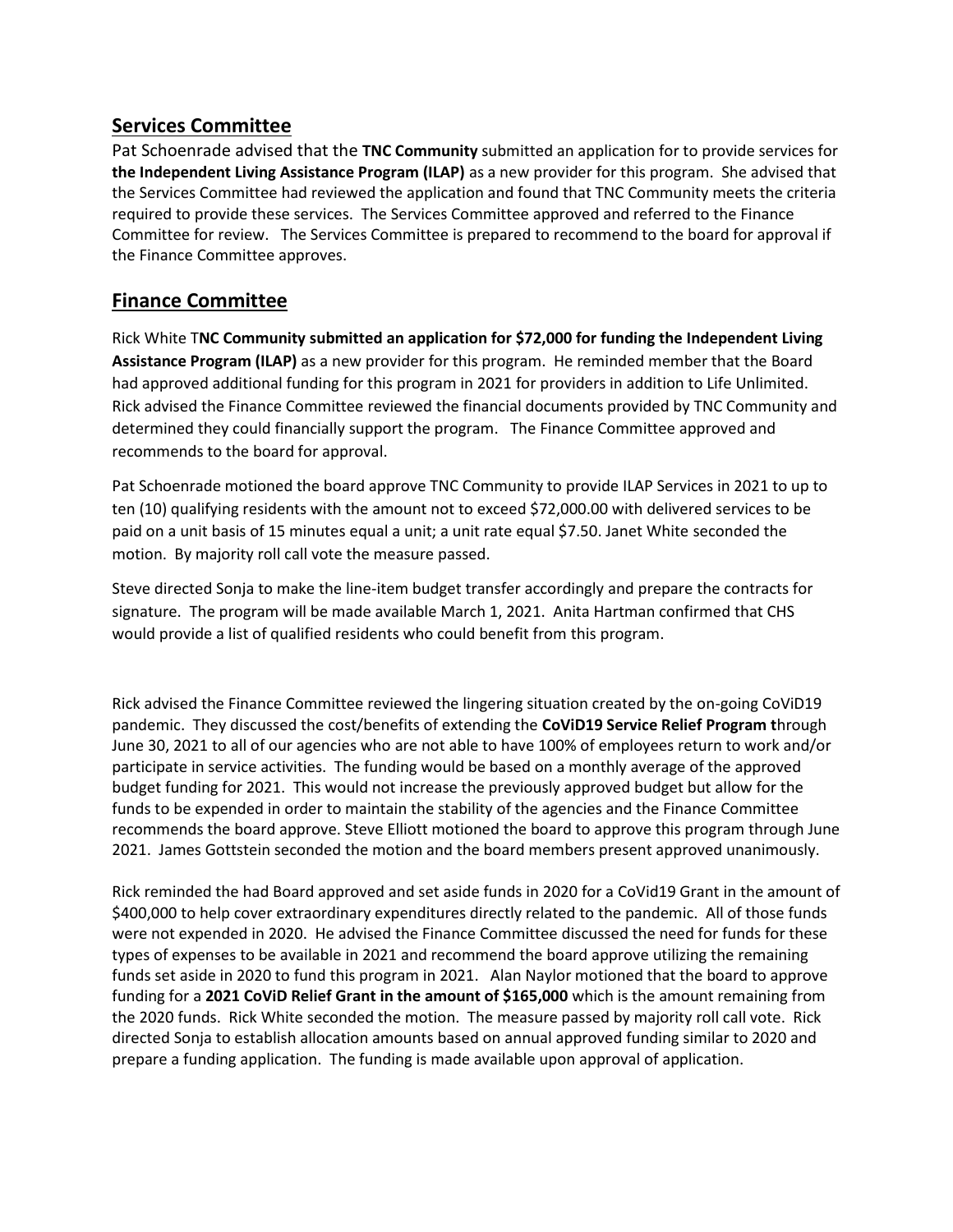## Services Committee

Pat Schoenrade advised that the **TNC Community** submitted an application for to provide services for **the Independent Living Assistance Program (ILAP)** as a new provider for this program. She advised that the Services Committee had reviewed the application and found that TNC Community meets the criteria required to provide these services. The Services Committee approved and referred to the Finance Committee for review. The Services Committee is prepared to recommend to the board for approval if the Finance Committee approves.

## Finance Committee

Rick White T**NC Community submitted an application for $72,000 for funding the Independent Living Assistance Program (ILAP)** as a new provider for this program. He reminded member that the Board had approved additional funding for this program in 2021 for providers in addition to Life Unlimited. Rick advised the Finance Committee reviewed the financial documents provided by TNC Community and determined they could financially support the program. The Finance Committee approved and recommends to the board for approval.

Pat Schoenrade motioned the board approve TNC Community to provide ILAP Services in 2021 to up to ten (10) qualifying residents with the amount not to exceed $72,000.00 with delivered services to be paid on a unit basis of 15 minutes equal a unit; a unit rate equal $7.50. Janet White seconded the motion. By majority roll call vote the measure passed.

Steve directed Sonja to make the line-item budget transfer accordingly and prepare the contracts for signature. The program will be made available March 1, 2021. Anita Hartman confirmed that CHS would provide a list of qualified residents who could benefit from this program.

Rick advised the Finance Committee reviewed the lingering situation created by the on-going CoViD19 pandemic. They discussed the cost/benefits of extending the **CoViD19 Service Relief Program t**hrough June 30, 2021 to all of our agencies who are not able to have 100% of employees return to work and/or participate in service activities. The funding would be based on a monthly average of the approved budget funding for 2021. This would not increase the previously approved budget but allow for the funds to be expended in order to maintain the stability of the agencies and the Finance Committee recommends the board approve. Steve Elliott motioned the board to approve this program through June 2021. James Gottstein seconded the motion and the board members present approved unanimously.

Rick reminded the had Board approved and set aside funds in 2020 for a CoVid19 Grant in the amount of $400,000 to help cover extraordinary expenditures directly related to the pandemic. All of those funds were not expended in 2020. He advised the Finance Committee discussed the need for funds for these types of expenses to be available in 2021 and recommend the board approve utilizing the remaining funds set aside in 2020 to fund this program in 2021. Alan Naylor motioned that the board to approve funding for a **2021 CoViD Relief Grant in the amount of $165,000** which is the amount remaining from the 2020 funds. Rick White seconded the motion. The measure passed by majority roll call vote. Rick directed Sonja to establish allocation amounts based on annual approved funding similar to 2020 and prepare a funding application. The funding is made available upon approval of application.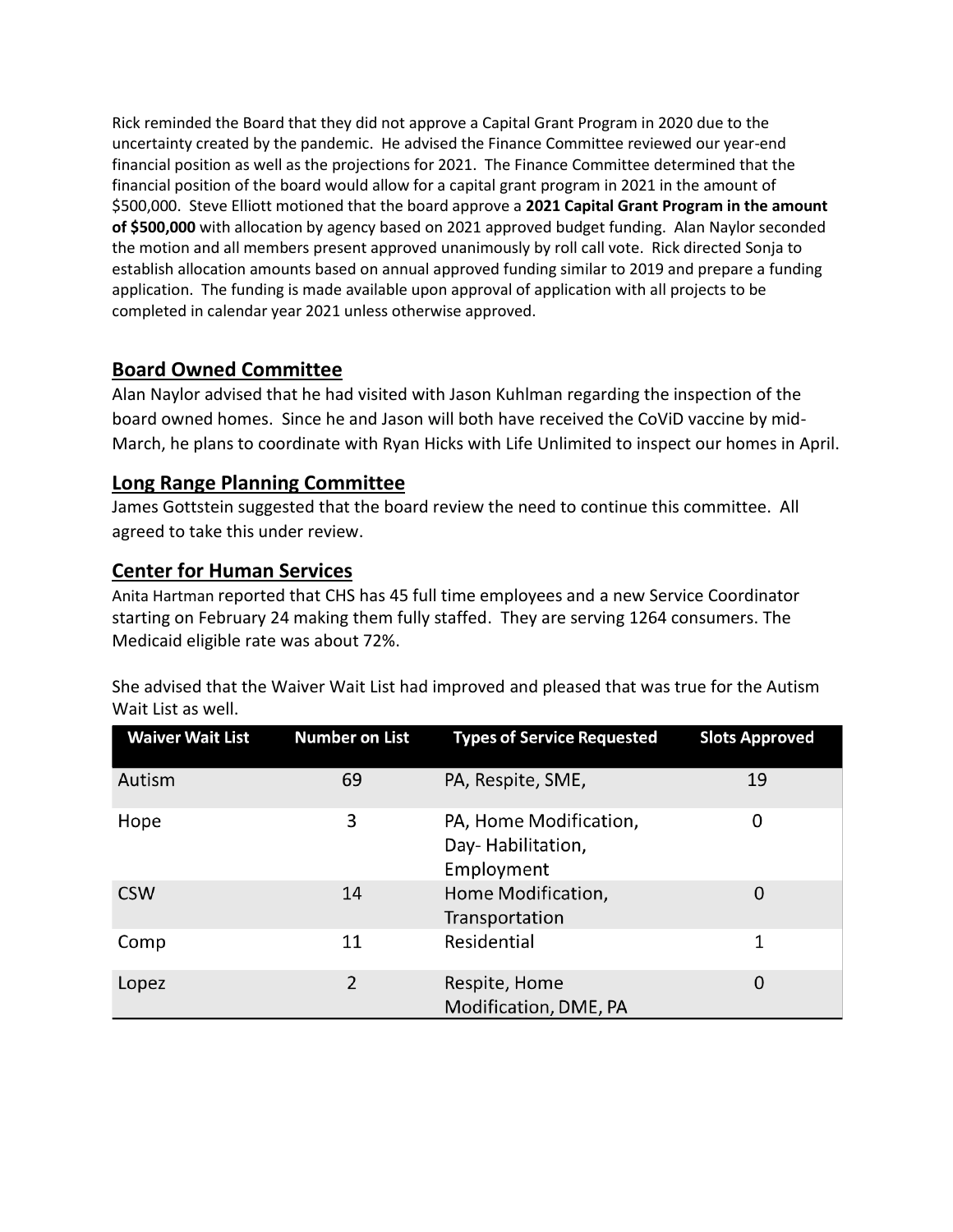Rick reminded the Board that they did not approve a Capital Grant Program in 2020 due to the uncertainty created by the pandemic. He advised the Finance Committee reviewed our year-end financial position as well as the projections for 2021. The Finance Committee determined that the financial position of the board would allow for a capital grant program in 2021 in the amount of $500,000. Steve Elliott motioned that the board approve a **2021 Capital Grant Program in the amount of $500,000** with allocation by agency based on 2021 approved budget funding. Alan Naylor seconded the motion and all members present approved unanimously by roll call vote. Rick directed Sonja to establish allocation amounts based on annual approved funding similar to 2019 and prepare a funding application. The funding is made available upon approval of application with all projects to be completed in calendar year 2021 unless otherwise approved.

## Board Owned Committee

Alan Naylor advised that he had visited with Jason Kuhlman regarding the inspection of the board owned homes. Since he and Jason will both have received the CoViD vaccine by mid-March, he plans to coordinate with Ryan Hicks with Life Unlimited to inspect our homes in April.

## Long Range Planning Committee

James Gottstein suggested that the board review the need to continue this committee. All agreed to take this under review.

## Center for Human Services

Anita Hartman reported that CHS has 45 full time employees and a new Service Coordinator starting on February 24 making them fully staffed. They are serving 1264 consumers. The Medicaid eligible rate was about 72%.

She advised that the Waiver Wait List had improved and pleased that was true for the Autism Wait List as well.

| Waiver Wait List | Number on List | Types of Service Requested | Slots Approved |
|---|---|---|---|
| Autism | 69 | PA, Respite, SME, | 19 |
| Hope | 3 | PA, Home Modification, Day- Habilitation, Employment | 0 |
| CSW | 14 | Home Modification, Transportation | 0 |
| Comp | 11 | Residential | 1 |
| Lopez | 2 | Respite, Home Modification, DME, PA | 0 |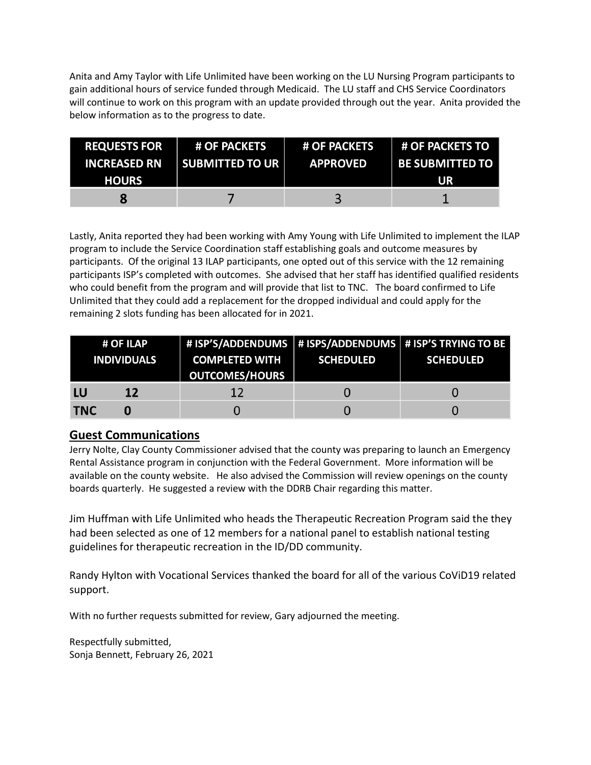Anita and Amy Taylor with Life Unlimited have been working on the LU Nursing Program participants to gain additional hours of service funded through Medicaid. The LU staff and CHS Service Coordinators will continue to work on this program with an update provided through out the year. Anita provided the below information as to the progress to date.

| REQUESTS FOR INCREASED RN HOURS | # OF PACKETS SUBMITTED TO UR | # OF PACKETS APPROVED | # OF PACKETS TO BE SUBMITTED TO UR |
|---|---|---|---|
| 8 | 7 | 3 | 1 |

Lastly, Anita reported they had been working with Amy Young with Life Unlimited to implement the ILAP program to include the Service Coordination staff establishing goals and outcome measures by participants. Of the original 13 ILAP participants, one opted out of this service with the 12 remaining participants ISP's completed with outcomes. She advised that her staff has identified qualified residents who could benefit from the program and will provide that list to TNC. The board confirmed to Life Unlimited that they could add a replacement for the dropped individual and could apply for the remaining 2 slots funding has been allocated for in 2021.

| # OF ILAP INDIVIDUALS | | # ISP'S/ADDENDUMS COMPLETED WITH OUTCOMES/HOURS | # ISPS/ADDENDUMS SCHEDULED | # ISP'S TRYING TO BE SCHEDULED |
|---|---|---|---|---|
| LU | 12 | 12 | 0 | 0 |
| TNC | 0 | 0 | 0 | 0 |

## Guest Communications

Jerry Nolte, Clay County Commissioner advised that the county was preparing to launch an Emergency Rental Assistance program in conjunction with the Federal Government. More information will be available on the county website. He also advised the Commission will review openings on the county boards quarterly. He suggested a review with the DDRB Chair regarding this matter.

Jim Huffman with Life Unlimited who heads the Therapeutic Recreation Program said the they had been selected as one of 12 members for a national panel to establish national testing guidelines for therapeutic recreation in the ID/DD community.

Randy Hylton with Vocational Services thanked the board for all of the various CoViD19 related support.

With no further requests submitted for review, Gary adjourned the meeting.

Respectfully submitted,
Sonja Bennett, February 26, 2021